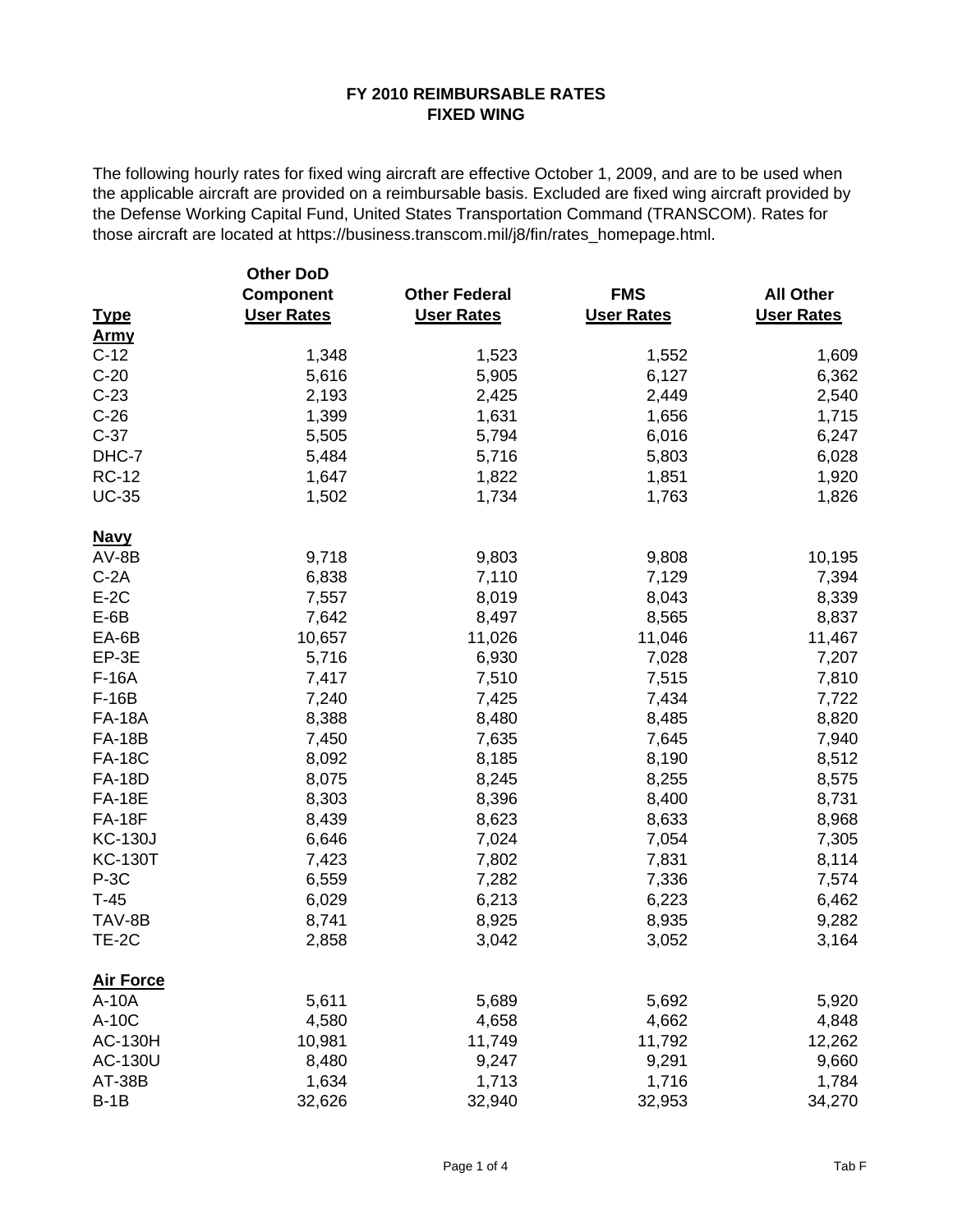# FY 2010 REIMBURSABLE RATES
## FIXED WING

The following hourly rates for fixed wing aircraft are effective October 1, 2009, and are to be used when the applicable aircraft are provided on a reimbursable basis. Excluded are fixed wing aircraft provided by the Defense Working Capital Fund, United States Transportation Command (TRANSCOM). Rates for those aircraft are located at https://business.transcom.mil/j8/fin/rates_homepage.html.

| Type | Other DoD Component User Rates | Other Federal User Rates | FMS User Rates | All Other User Rates |
|---|---|---|---|---|
| **Army** | | | | |
| C-12 | 1,348 | 1,523 | 1,552 | 1,609 |
| C-20 | 5,616 | 5,905 | 6,127 | 6,362 |
| C-23 | 2,193 | 2,425 | 2,449 | 2,540 |
| C-26 | 1,399 | 1,631 | 1,656 | 1,715 |
| C-37 | 5,505 | 5,794 | 6,016 | 6,247 |
| DHC-7 | 5,484 | 5,716 | 5,803 | 6,028 |
| RC-12 | 1,647 | 1,822 | 1,851 | 1,920 |
| UC-35 | 1,502 | 1,734 | 1,763 | 1,826 |
| **Navy** | | | | |
| AV-8B | 9,718 | 9,803 | 9,808 | 10,195 |
| C-2A | 6,838 | 7,110 | 7,129 | 7,394 |
| E-2C | 7,557 | 8,019 | 8,043 | 8,339 |
| E-6B | 7,642 | 8,497 | 8,565 | 8,837 |
| EA-6B | 10,657 | 11,026 | 11,046 | 11,467 |
| EP-3E | 5,716 | 6,930 | 7,028 | 7,207 |
| F-16A | 7,417 | 7,510 | 7,515 | 7,810 |
| F-16B | 7,240 | 7,425 | 7,434 | 7,722 |
| FA-18A | 8,388 | 8,480 | 8,485 | 8,820 |
| FA-18B | 7,450 | 7,635 | 7,645 | 7,940 |
| FA-18C | 8,092 | 8,185 | 8,190 | 8,512 |
| FA-18D | 8,075 | 8,245 | 8,255 | 8,575 |
| FA-18E | 8,303 | 8,396 | 8,400 | 8,731 |
| FA-18F | 8,439 | 8,623 | 8,633 | 8,968 |
| KC-130J | 6,646 | 7,024 | 7,054 | 7,305 |
| KC-130T | 7,423 | 7,802 | 7,831 | 8,114 |
| P-3C | 6,559 | 7,282 | 7,336 | 7,574 |
| T-45 | 6,029 | 6,213 | 6,223 | 6,462 |
| TAV-8B | 8,741 | 8,925 | 8,935 | 9,282 |
| TE-2C | 2,858 | 3,042 | 3,052 | 3,164 |
| **Air Force** | | | | |
| A-10A | 5,611 | 5,689 | 5,692 | 5,920 |
| A-10C | 4,580 | 4,658 | 4,662 | 4,848 |
| AC-130H | 10,981 | 11,749 | 11,792 | 12,262 |
| AC-130U | 8,480 | 9,247 | 9,291 | 9,660 |
| AT-38B | 1,634 | 1,713 | 1,716 | 1,784 |
| B-1B | 32,626 | 32,940 | 32,953 | 34,270 |

Tab F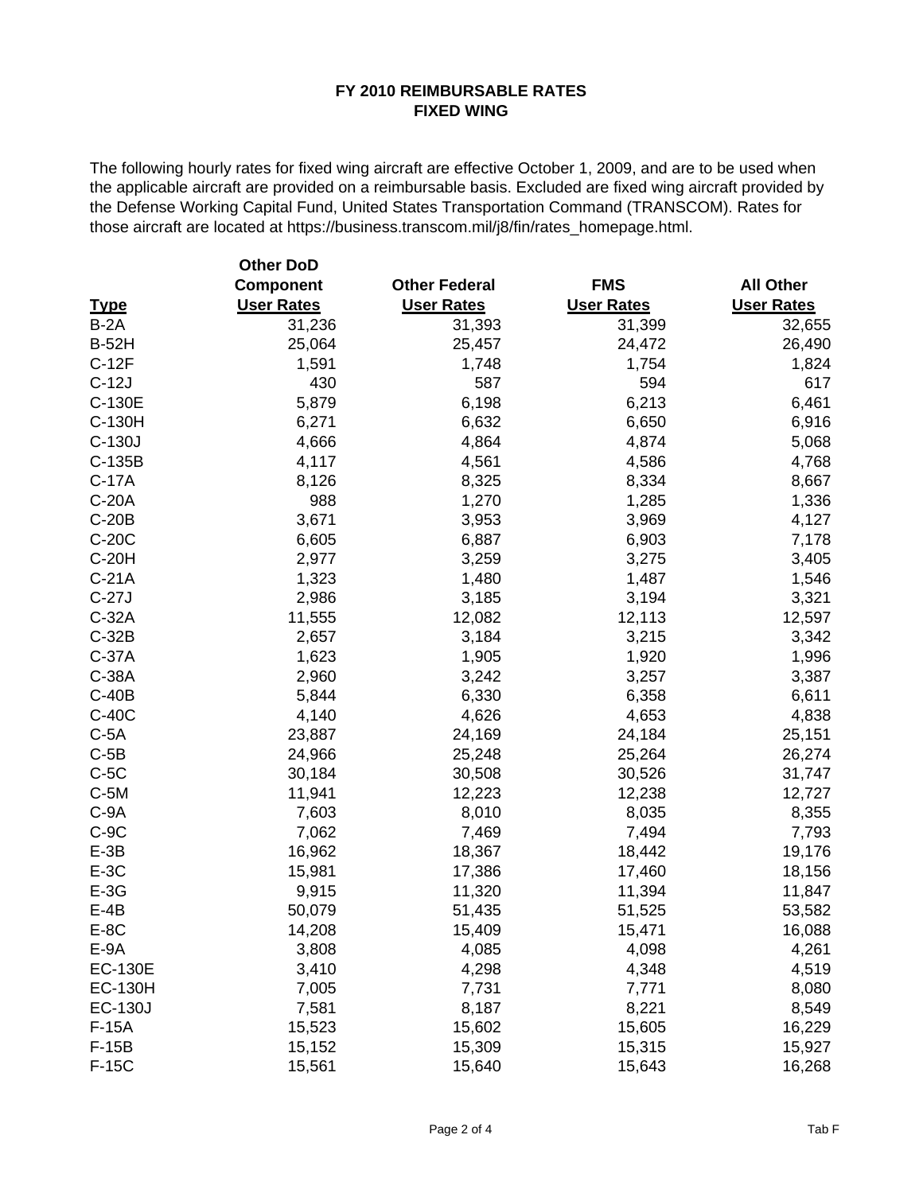# FY 2010 REIMBURSABLE RATES
## FIXED WING

The following hourly rates for fixed wing aircraft are effective October 1, 2009, and are to be used when the applicable aircraft are provided on a reimbursable basis. Excluded are fixed wing aircraft provided by the Defense Working Capital Fund, United States Transportation Command (TRANSCOM). Rates for those aircraft are located at https://business.transcom.mil/j8/fin/rates_homepage.html.

| Type | Other DoD Component User Rates | Other Federal User Rates | FMS User Rates | All Other User Rates |
|---|---|---|---|---|
| B-2A | 31,236 | 31,393 | 31,399 | 32,655 |
| B-52H | 25,064 | 25,457 | 24,472 | 26,490 |
| C-12F | 1,591 | 1,748 | 1,754 | 1,824 |
| C-12J | 430 | 587 | 594 | 617 |
| C-130E | 5,879 | 6,198 | 6,213 | 6,461 |
| C-130H | 6,271 | 6,632 | 6,650 | 6,916 |
| C-130J | 4,666 | 4,864 | 4,874 | 5,068 |
| C-135B | 4,117 | 4,561 | 4,586 | 4,768 |
| C-17A | 8,126 | 8,325 | 8,334 | 8,667 |
| C-20A | 988 | 1,270 | 1,285 | 1,336 |
| C-20B | 3,671 | 3,953 | 3,969 | 4,127 |
| C-20C | 6,605 | 6,887 | 6,903 | 7,178 |
| C-20H | 2,977 | 3,259 | 3,275 | 3,405 |
| C-21A | 1,323 | 1,480 | 1,487 | 1,546 |
| C-27J | 2,986 | 3,185 | 3,194 | 3,321 |
| C-32A | 11,555 | 12,082 | 12,113 | 12,597 |
| C-32B | 2,657 | 3,184 | 3,215 | 3,342 |
| C-37A | 1,623 | 1,905 | 1,920 | 1,996 |
| C-38A | 2,960 | 3,242 | 3,257 | 3,387 |
| C-40B | 5,844 | 6,330 | 6,358 | 6,611 |
| C-40C | 4,140 | 4,626 | 4,653 | 4,838 |
| C-5A | 23,887 | 24,169 | 24,184 | 25,151 |
| C-5B | 24,966 | 25,248 | 25,264 | 26,274 |
| C-5C | 30,184 | 30,508 | 30,526 | 31,747 |
| C-5M | 11,941 | 12,223 | 12,238 | 12,727 |
| C-9A | 7,603 | 8,010 | 8,035 | 8,355 |
| C-9C | 7,062 | 7,469 | 7,494 | 7,793 |
| E-3B | 16,962 | 18,367 | 18,442 | 19,176 |
| E-3C | 15,981 | 17,386 | 17,460 | 18,156 |
| E-3G | 9,915 | 11,320 | 11,394 | 11,847 |
| E-4B | 50,079 | 51,435 | 51,525 | 53,582 |
| E-8C | 14,208 | 15,409 | 15,471 | 16,088 |
| E-9A | 3,808 | 4,085 | 4,098 | 4,261 |
| EC-130E | 3,410 | 4,298 | 4,348 | 4,519 |
| EC-130H | 7,005 | 7,731 | 7,771 | 8,080 |
| EC-130J | 7,581 | 8,187 | 8,221 | 8,549 |
| F-15A | 15,523 | 15,602 | 15,605 | 16,229 |
| F-15B | 15,152 | 15,309 | 15,315 | 15,927 |
| F-15C | 15,561 | 15,640 | 15,643 | 16,268 |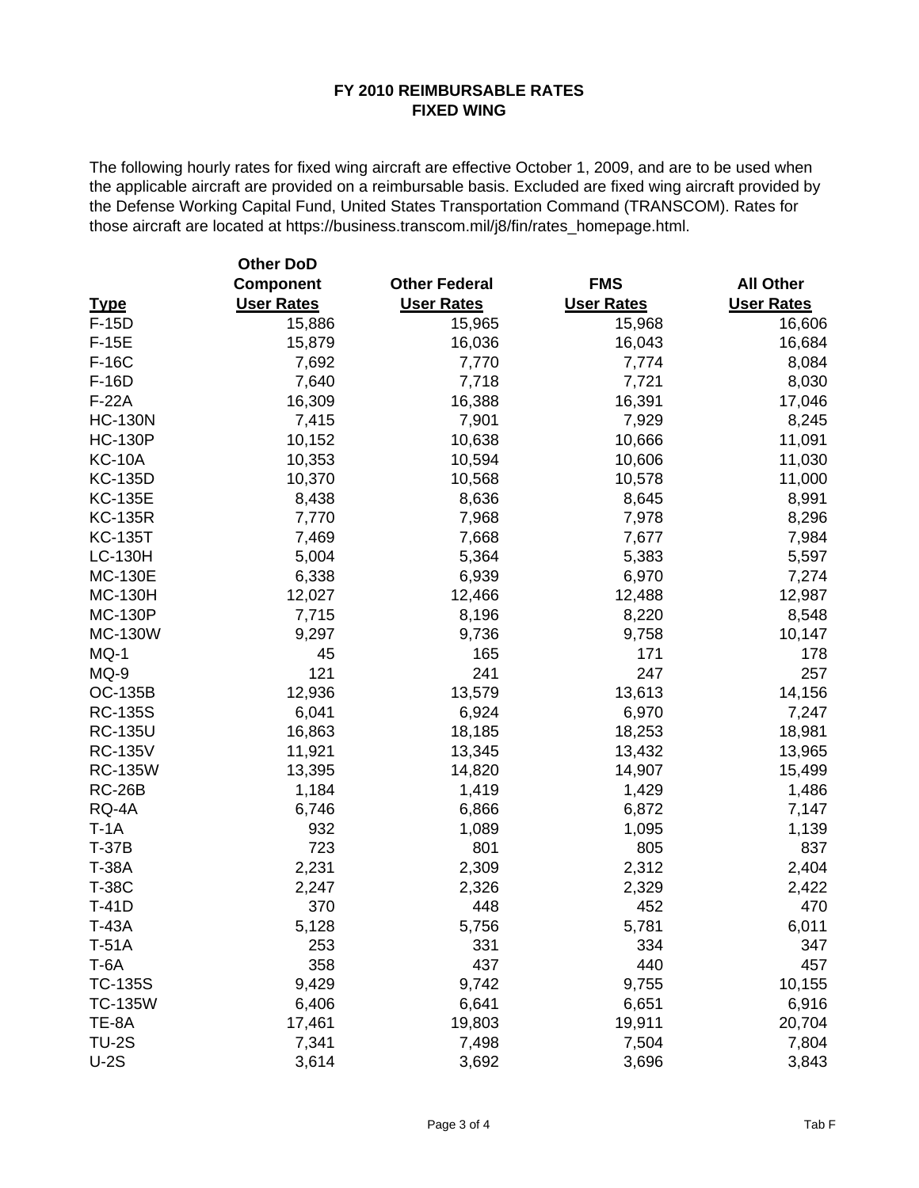**FY 2010 REIMBURSABLE RATES**
**FIXED WING**

The following hourly rates for fixed wing aircraft are effective October 1, 2009, and are to be used when the applicable aircraft are provided on a reimbursable basis. Excluded are fixed wing aircraft provided by the Defense Working Capital Fund, United States Transportation Command (TRANSCOM). Rates for those aircraft are located at https://business.transcom.mil/j8/fin/rates_homepage.html.

| Type | Other DoD Component User Rates | Other Federal User Rates | FMS User Rates | All Other User Rates |
|---|---|---|---|---|
| F-15D | 15,886 | 15,965 | 15,968 | 16,606 |
| F-15E | 15,879 | 16,036 | 16,043 | 16,684 |
| F-16C | 7,692 | 7,770 | 7,774 | 8,084 |
| F-16D | 7,640 | 7,718 | 7,721 | 8,030 |
| F-22A | 16,309 | 16,388 | 16,391 | 17,046 |
| HC-130N | 7,415 | 7,901 | 7,929 | 8,245 |
| HC-130P | 10,152 | 10,638 | 10,666 | 11,091 |
| KC-10A | 10,353 | 10,594 | 10,606 | 11,030 |
| KC-135D | 10,370 | 10,568 | 10,578 | 11,000 |
| KC-135E | 8,438 | 8,636 | 8,645 | 8,991 |
| KC-135R | 7,770 | 7,968 | 7,978 | 8,296 |
| KC-135T | 7,469 | 7,668 | 7,677 | 7,984 |
| LC-130H | 5,004 | 5,364 | 5,383 | 5,597 |
| MC-130E | 6,338 | 6,939 | 6,970 | 7,274 |
| MC-130H | 12,027 | 12,466 | 12,488 | 12,987 |
| MC-130P | 7,715 | 8,196 | 8,220 | 8,548 |
| MC-130W | 9,297 | 9,736 | 9,758 | 10,147 |
| MQ-1 | 45 | 165 | 171 | 178 |
| MQ-9 | 121 | 241 | 247 | 257 |
| OC-135B | 12,936 | 13,579 | 13,613 | 14,156 |
| RC-135S | 6,041 | 6,924 | 6,970 | 7,247 |
| RC-135U | 16,863 | 18,185 | 18,253 | 18,981 |
| RC-135V | 11,921 | 13,345 | 13,432 | 13,965 |
| RC-135W | 13,395 | 14,820 | 14,907 | 15,499 |
| RC-26B | 1,184 | 1,419 | 1,429 | 1,486 |
| RQ-4A | 6,746 | 6,866 | 6,872 | 7,147 |
| T-1A | 932 | 1,089 | 1,095 | 1,139 |
| T-37B | 723 | 801 | 805 | 837 |
| T-38A | 2,231 | 2,309 | 2,312 | 2,404 |
| T-38C | 2,247 | 2,326 | 2,329 | 2,422 |
| T-41D | 370 | 448 | 452 | 470 |
| T-43A | 5,128 | 5,756 | 5,781 | 6,011 |
| T-51A | 253 | 331 | 334 | 347 |
| T-6A | 358 | 437 | 440 | 457 |
| TC-135S | 9,429 | 9,742 | 9,755 | 10,155 |
| TC-135W | 6,406 | 6,641 | 6,651 | 6,916 |
| TE-8A | 17,461 | 19,803 | 19,911 | 20,704 |
| TU-2S | 7,341 | 7,498 | 7,504 | 7,804 |
| U-2S | 3,614 | 3,692 | 3,696 | 3,843 |

Tab F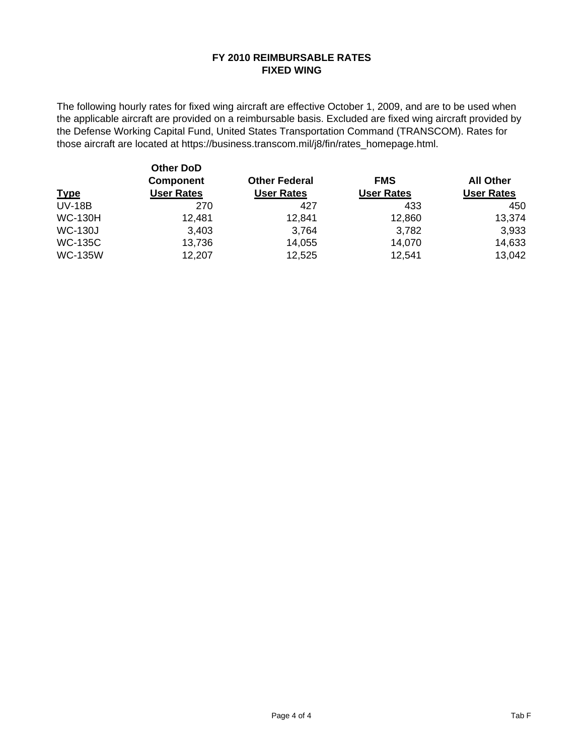# FY 2010 REIMBURSABLE RATES
## FIXED WING

The following hourly rates for fixed wing aircraft are effective October 1, 2009, and are to be used when the applicable aircraft are provided on a reimbursable basis. Excluded are fixed wing aircraft provided by the Defense Working Capital Fund, United States Transportation Command (TRANSCOM). Rates for those aircraft are located at https://business.transcom.mil/j8/fin/rates_homepage.html.

| Type | Other DoD Component User Rates | Other Federal User Rates | FMS User Rates | All Other User Rates |
|---|---|---|---|---|
| UV-18B | 270 | 427 | 433 | 450 |
| WC-130H | 12,481 | 12,841 | 12,860 | 13,374 |
| WC-130J | 3,403 | 3,764 | 3,782 | 3,933 |
| WC-135C | 13,736 | 14,055 | 14,070 | 14,633 |
| WC-135W | 12,207 | 12,525 | 12,541 | 13,042 |

Tab F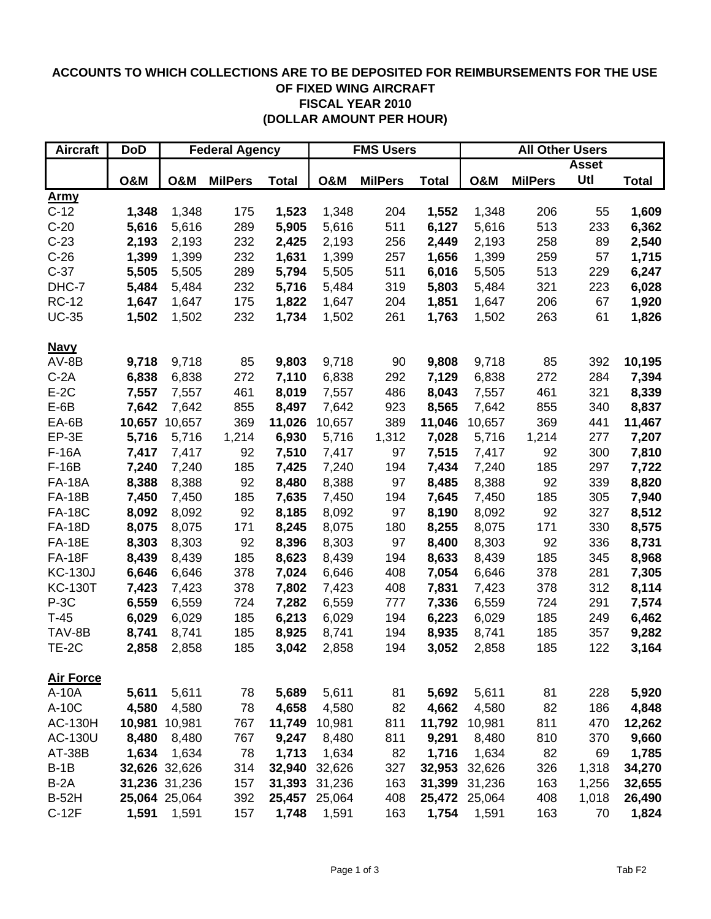**ACCOUNTS TO WHICH COLLECTIONS ARE TO BE DEPOSITED FOR REIMBURSEMENTS FOR THE USE OF FIXED WING AIRCRAFT**
**FISCAL YEAR 2010**
**(DOLLAR AMOUNT PER HOUR)**

| Aircraft | DoD | Federal Agency | | | FMS Users | | | All Other Users | | | |
|---|---|---|---|---|---|---|---|---|---|---|---|
| | O&M | O&M | MilPers | Total | O&M | MilPers | Total | O&M | MilPers | Asset Utl | Total |
| **Army** | | | | | | | | | | | |
| C-12 | **1,348** | 1,348 | 175 | **1,523** | 1,348 | 204 | **1,552** | 1,348 | 206 | 55 | **1,609** |
| C-20 | **5,616** | 5,616 | 289 | **5,905** | 5,616 | 511 | **6,127** | 5,616 | 513 | 233 | **6,362** |
| C-23 | **2,193** | 2,193 | 232 | **2,425** | 2,193 | 256 | **2,449** | 2,193 | 258 | 89 | **2,540** |
| C-26 | **1,399** | 1,399 | 232 | **1,631** | 1,399 | 257 | **1,656** | 1,399 | 259 | 57 | **1,715** |
| C-37 | **5,505** | 5,505 | 289 | **5,794** | 5,505 | 511 | **6,016** | 5,505 | 513 | 229 | **6,247** |
| DHC-7 | **5,484** | 5,484 | 232 | **5,716** | 5,484 | 319 | **5,803** | 5,484 | 321 | 223 | **6,028** |
| RC-12 | **1,647** | 1,647 | 175 | **1,822** | 1,647 | 204 | **1,851** | 1,647 | 206 | 67 | **1,920** |
| UC-35 | **1,502** | 1,502 | 232 | **1,734** | 1,502 | 261 | **1,763** | 1,502 | 263 | 61 | **1,826** |
| **Navy** | | | | | | | | | | | |
| AV-8B | **9,718** | 9,718 | 85 | **9,803** | 9,718 | 90 | **9,808** | 9,718 | 85 | 392 | **10,195** |
| C-2A | **6,838** | 6,838 | 272 | **7,110** | 6,838 | 292 | **7,129** | 6,838 | 272 | 284 | **7,394** |
| E-2C | **7,557** | 7,557 | 461 | **8,019** | 7,557 | 486 | **8,043** | 7,557 | 461 | 321 | **8,339** |
| E-6B | **7,642** | 7,642 | 855 | **8,497** | 7,642 | 923 | **8,565** | 7,642 | 855 | 340 | **8,837** |
| EA-6B | **10,657** | 10,657 | 369 | **11,026** | 10,657 | 389 | **11,046** | 10,657 | 369 | 441 | **11,467** |
| EP-3E | **5,716** | 5,716 | 1,214 | **6,930** | 5,716 | 1,312 | **7,028** | 5,716 | 1,214 | 277 | **7,207** |
| F-16A | **7,417** | 7,417 | 92 | **7,510** | 7,417 | 97 | **7,515** | 7,417 | 92 | 300 | **7,810** |
| F-16B | **7,240** | 7,240 | 185 | **7,425** | 7,240 | 194 | **7,434** | 7,240 | 185 | 297 | **7,722** |
| FA-18A | **8,388** | 8,388 | 92 | **8,480** | 8,388 | 97 | **8,485** | 8,388 | 92 | 339 | **8,820** |
| FA-18B | **7,450** | 7,450 | 185 | **7,635** | 7,450 | 194 | **7,645** | 7,450 | 185 | 305 | **7,940** |
| FA-18C | **8,092** | 8,092 | 92 | **8,185** | 8,092 | 97 | **8,190** | 8,092 | 92 | 327 | **8,512** |
| FA-18D | **8,075** | 8,075 | 171 | **8,245** | 8,075 | 180 | **8,255** | 8,075 | 171 | 330 | **8,575** |
| FA-18E | **8,303** | 8,303 | 92 | **8,396** | 8,303 | 97 | **8,400** | 8,303 | 92 | 336 | **8,731** |
| FA-18F | **8,439** | 8,439 | 185 | **8,623** | 8,439 | 194 | **8,633** | 8,439 | 185 | 345 | **8,968** |
| KC-130J | **6,646** | 6,646 | 378 | **7,024** | 6,646 | 408 | **7,054** | 6,646 | 378 | 281 | **7,305** |
| KC-130T | **7,423** | 7,423 | 378 | **7,802** | 7,423 | 408 | **7,831** | 7,423 | 378 | 312 | **8,114** |
| P-3C | **6,559** | 6,559 | 724 | **7,282** | 6,559 | 777 | **7,336** | 6,559 | 724 | 291 | **7,574** |
| T-45 | **6,029** | 6,029 | 185 | **6,213** | 6,029 | 194 | **6,223** | 6,029 | 185 | 249 | **6,462** |
| TAV-8B | **8,741** | 8,741 | 185 | **8,925** | 8,741 | 194 | **8,935** | 8,741 | 185 | 357 | **9,282** |
| TE-2C | **2,858** | 2,858 | 185 | **3,042** | 2,858 | 194 | **3,052** | 2,858 | 185 | 122 | **3,164** |
| **Air Force** | | | | | | | | | | | |
| A-10A | **5,611** | 5,611 | 78 | **5,689** | 5,611 | 81 | **5,692** | 5,611 | 81 | 228 | **5,920** |
| A-10C | **4,580** | 4,580 | 78 | **4,658** | 4,580 | 82 | **4,662** | 4,580 | 82 | 186 | **4,848** |
| AC-130H | **10,981** | 10,981 | 767 | **11,749** | 10,981 | 811 | **11,792** | 10,981 | 811 | 470 | **12,262** |
| AC-130U | **8,480** | 8,480 | 767 | **9,247** | 8,480 | 811 | **9,291** | 8,480 | 810 | 370 | **9,660** |
| AT-38B | **1,634** | 1,634 | 78 | **1,713** | 1,634 | 82 | **1,716** | 1,634 | 82 | 69 | **1,785** |
| B-1B | **32,626** | 32,626 | 314 | **32,940** | 32,626 | 327 | **32,953** | 32,626 | 326 | 1,318 | **34,270** |
| B-2A | **31,236** | 31,236 | 157 | **31,393** | 31,236 | 163 | **31,399** | 31,236 | 163 | 1,256 | **32,655** |
| B-52H | **25,064** | 25,064 | 392 | **25,457** | 25,064 | 408 | **25,472** | 25,064 | 408 | 1,018 | **26,490** |
| C-12F | **1,591** | 1,591 | 157 | **1,748** | 1,591 | 163 | **1,754** | 1,591 | 163 | 70 | **1,824** |

Tab F2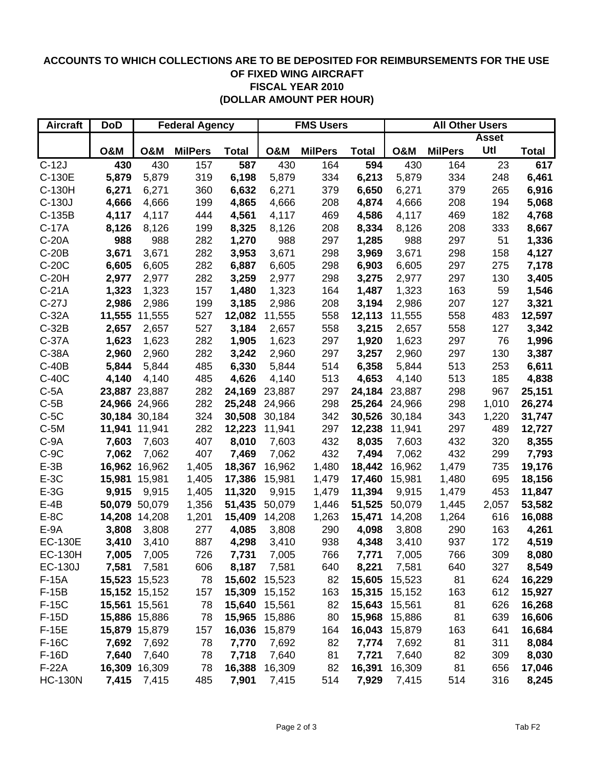# ACCOUNTS TO WHICH COLLECTIONS ARE TO BE DEPOSITED FOR REIMBURSEMENTS FOR THE USE OF FIXED WING AIRCRAFT
## FISCAL YEAR 2010
## (DOLLAR AMOUNT PER HOUR)

| Aircraft | DoD | Federal Agency | | | FMS Users | | | All Other Users | | | |
|---|---|---|---|---|---|---|---|---|---|---|---|
| | O&M | O&M | MilPers | Total | O&M | MilPers | Total | O&M | MilPers | Asset Utl | Total |
| C-12J | **430** | 430 | 157 | **587** | 430 | 164 | **594** | 430 | 164 | 23 | **617** |
| C-130E | **5,879** | 5,879 | 319 | **6,198** | 5,879 | 334 | **6,213** | 5,879 | 334 | 248 | **6,461** |
| C-130H | **6,271** | 6,271 | 360 | **6,632** | 6,271 | 379 | **6,650** | 6,271 | 379 | 265 | **6,916** |
| C-130J | **4,666** | 4,666 | 199 | **4,865** | 4,666 | 208 | **4,874** | 4,666 | 208 | 194 | **5,068** |
| C-135B | **4,117** | 4,117 | 444 | **4,561** | 4,117 | 469 | **4,586** | 4,117 | 469 | 182 | **4,768** |
| C-17A | **8,126** | 8,126 | 199 | **8,325** | 8,126 | 208 | **8,334** | 8,126 | 208 | 333 | **8,667** |
| C-20A | **988** | 988 | 282 | **1,270** | 988 | 297 | **1,285** | 988 | 297 | 51 | **1,336** |
| C-20B | **3,671** | 3,671 | 282 | **3,953** | 3,671 | 298 | **3,969** | 3,671 | 298 | 158 | **4,127** |
| C-20C | **6,605** | 6,605 | 282 | **6,887** | 6,605 | 298 | **6,903** | 6,605 | 297 | 275 | **7,178** |
| C-20H | **2,977** | 2,977 | 282 | **3,259** | 2,977 | 298 | **3,275** | 2,977 | 297 | 130 | **3,405** |
| C-21A | **1,323** | 1,323 | 157 | **1,480** | 1,323 | 164 | **1,487** | 1,323 | 163 | 59 | **1,546** |
| C-27J | **2,986** | 2,986 | 199 | **3,185** | 2,986 | 208 | **3,194** | 2,986 | 207 | 127 | **3,321** |
| C-32A | **11,555** | 11,555 | 527 | **12,082** | 11,555 | 558 | **12,113** | 11,555 | 558 | 483 | **12,597** |
| C-32B | **2,657** | 2,657 | 527 | **3,184** | 2,657 | 558 | **3,215** | 2,657 | 558 | 127 | **3,342** |
| C-37A | **1,623** | 1,623 | 282 | **1,905** | 1,623 | 297 | **1,920** | 1,623 | 297 | 76 | **1,996** |
| C-38A | **2,960** | 2,960 | 282 | **3,242** | 2,960 | 297 | **3,257** | 2,960 | 297 | 130 | **3,387** |
| C-40B | **5,844** | 5,844 | 485 | **6,330** | 5,844 | 514 | **6,358** | 5,844 | 513 | 253 | **6,611** |
| C-40C | **4,140** | 4,140 | 485 | **4,626** | 4,140 | 513 | **4,653** | 4,140 | 513 | 185 | **4,838** |
| C-5A | **23,887** | 23,887 | 282 | **24,169** | 23,887 | 297 | **24,184** | 23,887 | 298 | 967 | **25,151** |
| C-5B | **24,966** | 24,966 | 282 | **25,248** | 24,966 | 298 | **25,264** | 24,966 | 298 | 1,010 | **26,274** |
| C-5C | **30,184** | 30,184 | 324 | **30,508** | 30,184 | 342 | **30,526** | 30,184 | 343 | 1,220 | **31,747** |
| C-5M | **11,941** | 11,941 | 282 | **12,223** | 11,941 | 297 | **12,238** | 11,941 | 297 | 489 | **12,727** |
| C-9A | **7,603** | 7,603 | 407 | **8,010** | 7,603 | 432 | **8,035** | 7,603 | 432 | 320 | **8,355** |
| C-9C | **7,062** | 7,062 | 407 | **7,469** | 7,062 | 432 | **7,494** | 7,062 | 432 | 299 | **7,793** |
| E-3B | **16,962** | 16,962 | 1,405 | **18,367** | 16,962 | 1,480 | **18,442** | 16,962 | 1,479 | 735 | **19,176** |
| E-3C | **15,981** | 15,981 | 1,405 | **17,386** | 15,981 | 1,479 | **17,460** | 15,981 | 1,480 | 695 | **18,156** |
| E-3G | **9,915** | 9,915 | 1,405 | **11,320** | 9,915 | 1,479 | **11,394** | 9,915 | 1,479 | 453 | **11,847** |
| E-4B | **50,079** | 50,079 | 1,356 | **51,435** | 50,079 | 1,446 | **51,525** | 50,079 | 1,445 | 2,057 | **53,582** |
| E-8C | **14,208** | 14,208 | 1,201 | **15,409** | 14,208 | 1,263 | **15,471** | 14,208 | 1,264 | 616 | **16,088** |
| E-9A | **3,808** | 3,808 | 277 | **4,085** | 3,808 | 290 | **4,098** | 3,808 | 290 | 163 | **4,261** |
| EC-130E | **3,410** | 3,410 | 887 | **4,298** | 3,410 | 938 | **4,348** | 3,410 | 937 | 172 | **4,519** |
| EC-130H | **7,005** | 7,005 | 726 | **7,731** | 7,005 | 766 | **7,771** | 7,005 | 766 | 309 | **8,080** |
| EC-130J | **7,581** | 7,581 | 606 | **8,187** | 7,581 | 640 | **8,221** | 7,581 | 640 | 327 | **8,549** |
| F-15A | **15,523** | 15,523 | 78 | **15,602** | 15,523 | 82 | **15,605** | 15,523 | 81 | 624 | **16,229** |
| F-15B | **15,152** | 15,152 | 157 | **15,309** | 15,152 | 163 | **15,315** | 15,152 | 163 | 612 | **15,927** |
| F-15C | **15,561** | 15,561 | 78 | **15,640** | 15,561 | 82 | **15,643** | 15,561 | 81 | 626 | **16,268** |
| F-15D | **15,886** | 15,886 | 78 | **15,965** | 15,886 | 80 | **15,968** | 15,886 | 81 | 639 | **16,606** |
| F-15E | **15,879** | 15,879 | 157 | **16,036** | 15,879 | 164 | **16,043** | 15,879 | 163 | 641 | **16,684** |
| F-16C | **7,692** | 7,692 | 78 | **7,770** | 7,692 | 82 | **7,774** | 7,692 | 81 | 311 | **8,084** |
| F-16D | **7,640** | 7,640 | 78 | **7,718** | 7,640 | 81 | **7,721** | 7,640 | 82 | 309 | **8,030** |
| F-22A | **16,309** | 16,309 | 78 | **16,388** | 16,309 | 82 | **16,391** | 16,309 | 81 | 656 | **17,046** |
| HC-130N | **7,415** | 7,415 | 485 | **7,901** | 7,415 | 514 | **7,929** | 7,415 | 514 | 316 | **8,245** |

Tab F2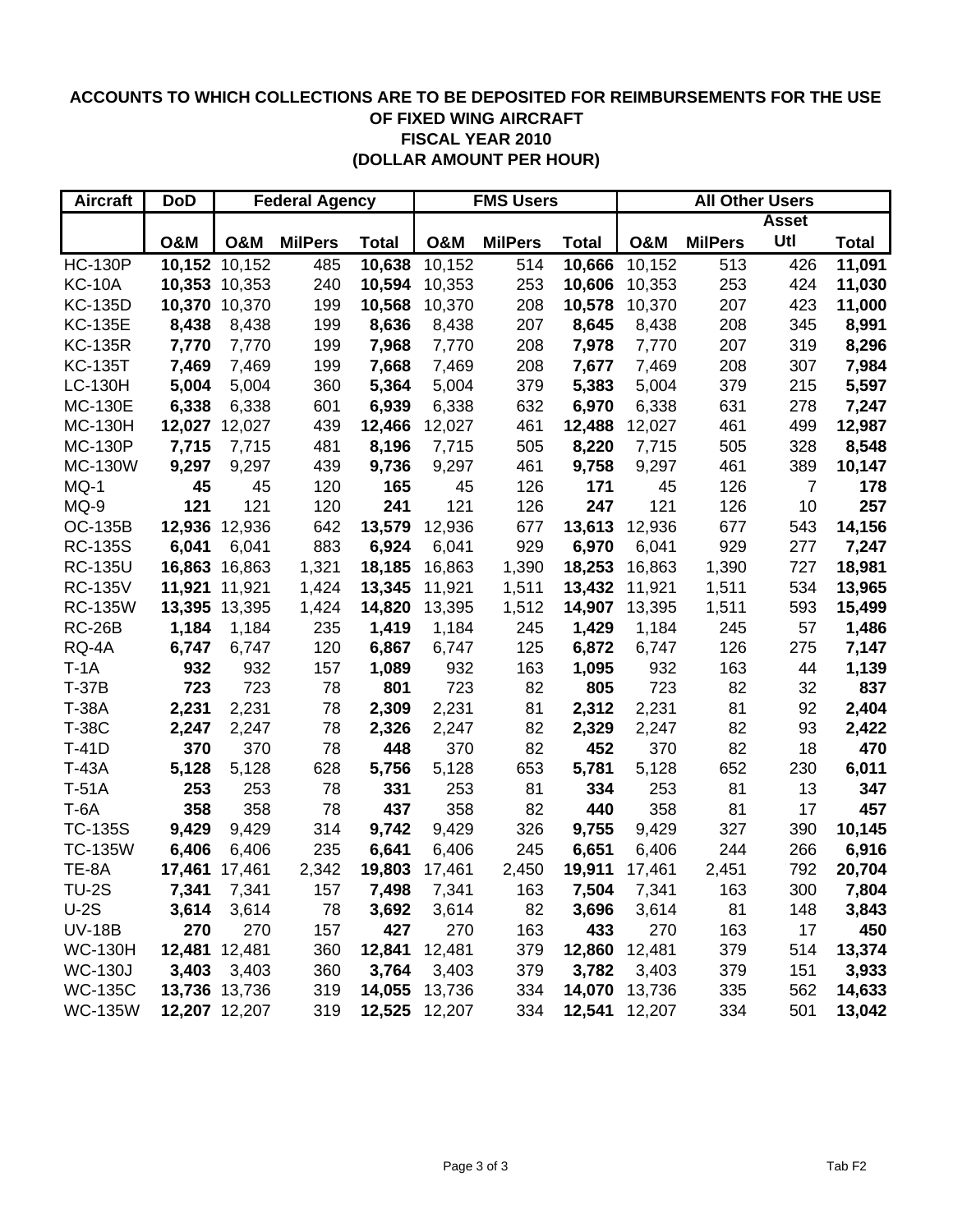# ACCOUNTS TO WHICH COLLECTIONS ARE TO BE DEPOSITED FOR REIMBURSEMENTS FOR THE USE OF FIXED WING AIRCRAFT
## FISCAL YEAR 2010
## (DOLLAR AMOUNT PER HOUR)

| Aircraft | DoD | Federal Agency | | | FMS Users | | | All Other Users | | | |
|---|---|---|---|---|---|---|---|---|---|---|---|
| | O&M | O&M | MilPers | Total | O&M | MilPers | Total | O&M | MilPers | Asset Utl | Total |
| HC-130P | **10,152** | 10,152 | 485 | **10,638** | 10,152 | 514 | **10,666** | 10,152 | 513 | 426 | **11,091** |
| KC-10A | **10,353** | 10,353 | 240 | **10,594** | 10,353 | 253 | **10,606** | 10,353 | 253 | 424 | **11,030** |
| KC-135D | **10,370** | 10,370 | 199 | **10,568** | 10,370 | 208 | **10,578** | 10,370 | 207 | 423 | **11,000** |
| KC-135E | **8,438** | 8,438 | 199 | **8,636** | 8,438 | 207 | **8,645** | 8,438 | 208 | 345 | **8,991** |
| KC-135R | **7,770** | 7,770 | 199 | **7,968** | 7,770 | 208 | **7,978** | 7,770 | 207 | 319 | **8,296** |
| KC-135T | **7,469** | 7,469 | 199 | **7,668** | 7,469 | 208 | **7,677** | 7,469 | 208 | 307 | **7,984** |
| LC-130H | **5,004** | 5,004 | 360 | **5,364** | 5,004 | 379 | **5,383** | 5,004 | 379 | 215 | **5,597** |
| MC-130E | **6,338** | 6,338 | 601 | **6,939** | 6,338 | 632 | **6,970** | 6,338 | 631 | 278 | **7,247** |
| MC-130H | **12,027** | 12,027 | 439 | **12,466** | 12,027 | 461 | **12,488** | 12,027 | 461 | 499 | **12,987** |
| MC-130P | **7,715** | 7,715 | 481 | **8,196** | 7,715 | 505 | **8,220** | 7,715 | 505 | 328 | **8,548** |
| MC-130W | **9,297** | 9,297 | 439 | **9,736** | 9,297 | 461 | **9,758** | 9,297 | 461 | 389 | **10,147** |
| MQ-1 | **45** | 45 | 120 | **165** | 45 | 126 | **171** | 45 | 126 | 7 | **178** |
| MQ-9 | **121** | 121 | 120 | **241** | 121 | 126 | **247** | 121 | 126 | 10 | **257** |
| OC-135B | **12,936** | 12,936 | 642 | **13,579** | 12,936 | 677 | **13,613** | 12,936 | 677 | 543 | **14,156** |
| RC-135S | **6,041** | 6,041 | 883 | **6,924** | 6,041 | 929 | **6,970** | 6,041 | 929 | 277 | **7,247** |
| RC-135U | **16,863** | 16,863 | 1,321 | **18,185** | 16,863 | 1,390 | **18,253** | 16,863 | 1,390 | 727 | **18,981** |
| RC-135V | **11,921** | 11,921 | 1,424 | **13,345** | 11,921 | 1,511 | **13,432** | 11,921 | 1,511 | 534 | **13,965** |
| RC-135W | **13,395** | 13,395 | 1,424 | **14,820** | 13,395 | 1,512 | **14,907** | 13,395 | 1,511 | 593 | **15,499** |
| RC-26B | **1,184** | 1,184 | 235 | **1,419** | 1,184 | 245 | **1,429** | 1,184 | 245 | 57 | **1,486** |
| RQ-4A | **6,747** | 6,747 | 120 | **6,867** | 6,747 | 125 | **6,872** | 6,747 | 126 | 275 | **7,147** |
| T-1A | **932** | 932 | 157 | **1,089** | 932 | 163 | **1,095** | 932 | 163 | 44 | **1,139** |
| T-37B | **723** | 723 | 78 | **801** | 723 | 82 | **805** | 723 | 82 | 32 | **837** |
| T-38A | **2,231** | 2,231 | 78 | **2,309** | 2,231 | 81 | **2,312** | 2,231 | 81 | 92 | **2,404** |
| T-38C | **2,247** | 2,247 | 78 | **2,326** | 2,247 | 82 | **2,329** | 2,247 | 82 | 93 | **2,422** |
| T-41D | **370** | 370 | 78 | **448** | 370 | 82 | **452** | 370 | 82 | 18 | **470** |
| T-43A | **5,128** | 5,128 | 628 | **5,756** | 5,128 | 653 | **5,781** | 5,128 | 652 | 230 | **6,011** |
| T-51A | **253** | 253 | 78 | **331** | 253 | 81 | **334** | 253 | 81 | 13 | **347** |
| T-6A | **358** | 358 | 78 | **437** | 358 | 82 | **440** | 358 | 81 | 17 | **457** |
| TC-135S | **9,429** | 9,429 | 314 | **9,742** | 9,429 | 326 | **9,755** | 9,429 | 327 | 390 | **10,145** |
| TC-135W | **6,406** | 6,406 | 235 | **6,641** | 6,406 | 245 | **6,651** | 6,406 | 244 | 266 | **6,916** |
| TE-8A | **17,461** | 17,461 | 2,342 | **19,803** | 17,461 | 2,450 | **19,911** | 17,461 | 2,451 | 792 | **20,704** |
| TU-2S | **7,341** | 7,341 | 157 | **7,498** | 7,341 | 163 | **7,504** | 7,341 | 163 | 300 | **7,804** |
| U-2S | **3,614** | 3,614 | 78 | **3,692** | 3,614 | 82 | **3,696** | 3,614 | 81 | 148 | **3,843** |
| UV-18B | **270** | 270 | 157 | **427** | 270 | 163 | **433** | 270 | 163 | 17 | **450** |
| WC-130H | **12,481** | 12,481 | 360 | **12,841** | 12,481 | 379 | **12,860** | 12,481 | 379 | 514 | **13,374** |
| WC-130J | **3,403** | 3,403 | 360 | **3,764** | 3,403 | 379 | **3,782** | 3,403 | 379 | 151 | **3,933** |
| WC-135C | **13,736** | 13,736 | 319 | **14,055** | 13,736 | 334 | **14,070** | 13,736 | 335 | 562 | **14,633** |
| WC-135W | **12,207** | 12,207 | 319 | **12,525** | 12,207 | 334 | **12,541** | 12,207 | 334 | 501 | **13,042** |

Tab F2